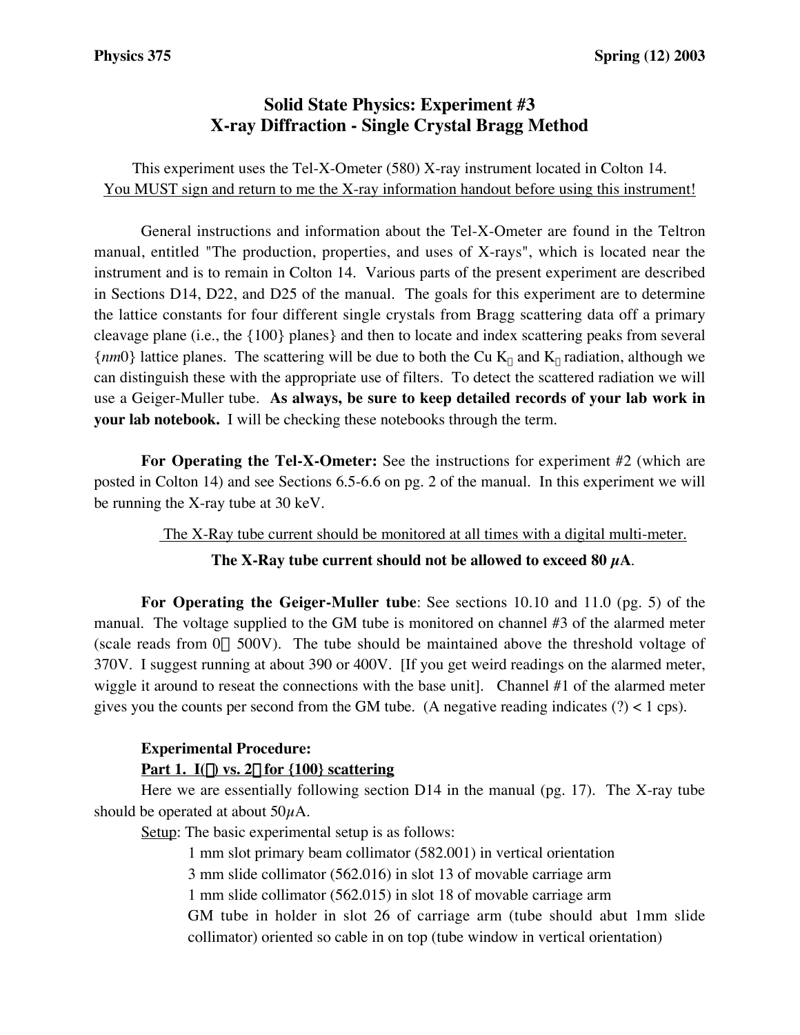**Physics 375** **Spring (12) 2003**

# Solid State Physics: Experiment #3
## X-ray Diffraction - Single Crystal Bragg Method

This experiment uses the Tel-X-Ometer (580) X-ray instrument located in Colton 14.
You MUST sign and return to me the X-ray information handout before using this instrument!

General instructions and information about the Tel-X-Ometer are found in the Teltron manual, entitled "The production, properties, and uses of X-rays", which is located near the instrument and is to remain in Colton 14. Various parts of the present experiment are described in Sections D14, D22, and D25 of the manual. The goals for this experiment are to determine the lattice constants for four different single crystals from Bragg scattering data off a primary cleavage plane (i.e., the {100} planes} and then to locate and index scattering peaks from several {*nm*0} lattice planes. The scattering will be due to both the Cu $K_\alpha$ and $K_\beta$ radiation, although we can distinguish these with the appropriate use of filters. To detect the scattered radiation we will use a Geiger-Muller tube. **As always, be sure to keep detailed records of your lab work in your lab notebook.** I will be checking these notebooks through the term.

**For Operating the Tel-X-Ometer:** See the instructions for experiment #2 (which are posted in Colton 14) and see Sections 6.5-6.6 on pg. 2 of the manual. In this experiment we will be running the X-ray tube at 30 keV.

The X-Ray tube current should be monitored at all times with a digital multi-meter.

**The X-Ray tube current should not be allowed to exceed 80 $\mu$A**.

**For Operating the Geiger-Muller tube**: See sections 10.10 and 11.0 (pg. 5) of the manual. The voltage supplied to the GM tube is monitored on channel #3 of the alarmed meter (scale reads from 0 – 500V). The tube should be maintained above the threshold voltage of 370V. I suggest running at about 390 or 400V. [If you get weird readings on the alarmed meter, wiggle it around to reseat the connections with the base unit]. Channel #1 of the alarmed meter gives you the counts per second from the GM tube. (A negative reading indicates (?) < 1 cps).

**Experimental Procedure:**

**Part 1. I($\theta$) vs. 2$\theta$ for {100} scattering**

Here we are essentially following section D14 in the manual (pg. 17). The X-ray tube should be operated at about 50$\mu$A.

Setup: The basic experimental setup is as follows:

- 1 mm slot primary beam collimator (582.001) in vertical orientation
- 3 mm slide collimator (562.016) in slot 13 of movable carriage arm
- 1 mm slide collimator (562.015) in slot 18 of movable carriage arm
- GM tube in holder in slot 26 of carriage arm (tube should abut 1mm slide collimator) oriented so cable in on top (tube window in vertical orientation)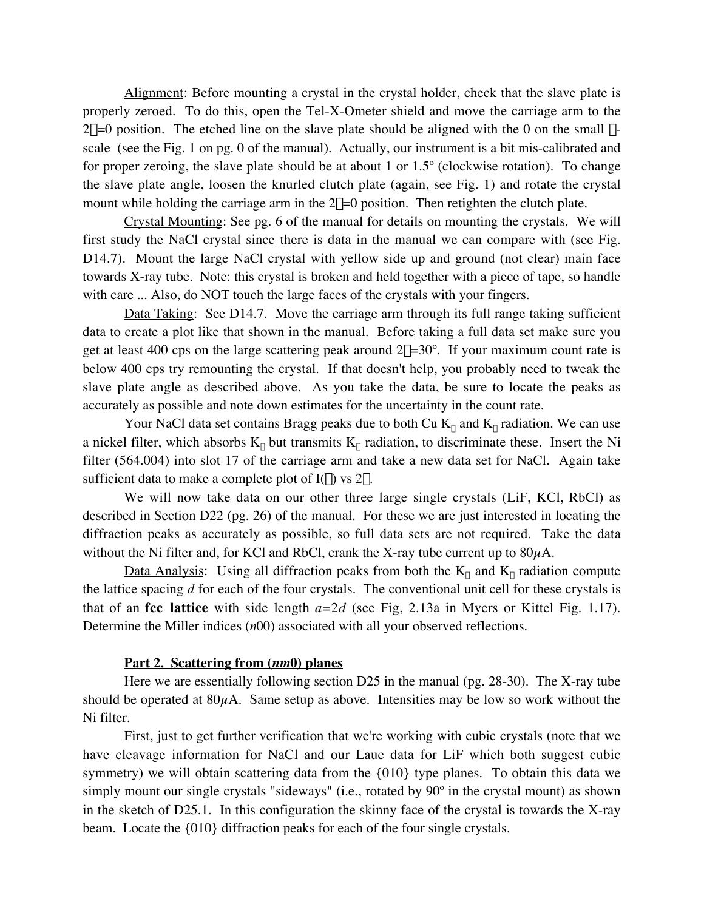Alignment: Before mounting a crystal in the crystal holder, check that the slave plate is properly zeroed. To do this, open the Tel-X-Ometer shield and move the carriage arm to the $2\theta=0$ position. The etched line on the slave plate should be aligned with the 0 on the small $\theta$-scale (see the Fig. 1 on pg. 0 of the manual). Actually, our instrument is a bit mis-calibrated and for proper zeroing, the slave plate should be at about 1 or 1.5° (clockwise rotation). To change the slave plate angle, loosen the knurled clutch plate (again, see Fig. 1) and rotate the crystal mount while holding the carriage arm in the $2\theta=0$ position. Then retighten the clutch plate.

Crystal Mounting: See pg. 6 of the manual for details on mounting the crystals. We will first study the NaCl crystal since there is data in the manual we can compare with (see Fig. D14.7). Mount the large NaCl crystal with yellow side up and ground (not clear) main face towards X-ray tube. Note: this crystal is broken and held together with a piece of tape, so handle with care ... Also, do NOT touch the large faces of the crystals with your fingers.

Data Taking: See D14.7. Move the carriage arm through its full range taking sufficient data to create a plot like that shown in the manual. Before taking a full data set make sure you get at least 400 cps on the large scattering peak around $2\theta=30$°. If your maximum count rate is below 400 cps try remounting the crystal. If that doesn't help, you probably need to tweak the slave plate angle as described above. As you take the data, be sure to locate the peaks as accurately as possible and note down estimates for the uncertainty in the count rate.

Your NaCl data set contains Bragg peaks due to both Cu $K_\alpha$ and $K_\beta$ radiation. We can use a nickel filter, which absorbs $K_\beta$ but transmits $K_\alpha$ radiation, to discriminate these. Insert the Ni filter (564.004) into slot 17 of the carriage arm and take a new data set for NaCl. Again take sufficient data to make a complete plot of $I(\theta)$ vs $2\theta$.

We will now take data on our other three large single crystals (LiF, KCl, RbCl) as described in Section D22 (pg. 26) of the manual. For these we are just interested in locating the diffraction peaks as accurately as possible, so full data sets are not required. Take the data without the Ni filter and, for KCl and RbCl, crank the X-ray tube current up to 80$\mu$A.

Data Analysis: Using all diffraction peaks from both the $K_\alpha$ and $K_\beta$ radiation compute the lattice spacing *d* for each of the four crystals. The conventional unit cell for these crystals is that of an **fcc lattice** with side length $a=2d$ (see Fig, 2.13a in Myers or Kittel Fig. 1.17). Determine the Miller indices ($n$00) associated with all your observed reflections.

### Part 2. Scattering from ($nm$0) planes

Here we are essentially following section D25 in the manual (pg. 28-30). The X-ray tube should be operated at 80$\mu$A. Same setup as above. Intensities may be low so work without the Ni filter.

First, just to get further verification that we're working with cubic crystals (note that we have cleavage information for NaCl and our Laue data for LiF which both suggest cubic symmetry) we will obtain scattering data from the {010} type planes. To obtain this data we simply mount our single crystals "sideways" (i.e., rotated by 90° in the crystal mount) as shown in the sketch of D25.1. In this configuration the skinny face of the crystal is towards the X-ray beam. Locate the {010} diffraction peaks for each of the four single crystals.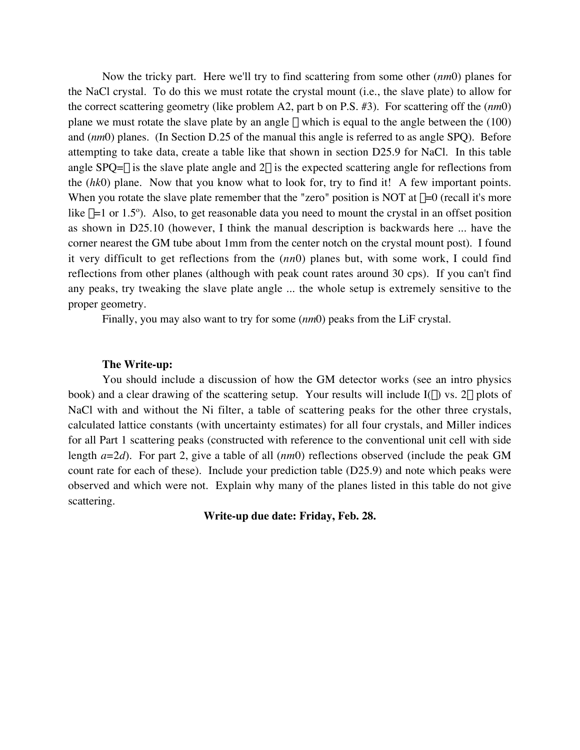Now the tricky part. Here we'll try to find scattering from some other (*nm*0) planes for the NaCl crystal. To do this we must rotate the crystal mount (i.e., the slave plate) to allow for the correct scattering geometry (like problem A2, part b on P.S. #3). For scattering off the (*nm*0) plane we must rotate the slave plate by an angle □ which is equal to the angle between the (100) and (*nm*0) planes. (In Section D.25 of the manual this angle is referred to as angle SPQ). Before attempting to take data, create a table like that shown in section D25.9 for NaCl. In this table angle SPQ=□ is the slave plate angle and 2□ is the expected scattering angle for reflections from the (*hk*0) plane. Now that you know what to look for, try to find it! A few important points. When you rotate the slave plate remember that the "zero" position is NOT at □=0 (recall it's more like □=1 or 1.5$^{o}$). Also, to get reasonable data you need to mount the crystal in an offset position as shown in D25.10 (however, I think the manual description is backwards here ... have the corner nearest the GM tube about 1mm from the center notch on the crystal mount post). I found it very difficult to get reflections from the (*nn*0) planes but, with some work, I could find reflections from other planes (although with peak count rates around 30 cps). If you can't find any peaks, try tweaking the slave plate angle ... the whole setup is extremely sensitive to the proper geometry.

Finally, you may also want to try for some (*nm*0) peaks from the LiF crystal.

**The Write-up:**

You should include a discussion of how the GM detector works (see an intro physics book) and a clear drawing of the scattering setup. Your results will include I(□) vs. 2□ plots of NaCl with and without the Ni filter, a table of scattering peaks for the other three crystals, calculated lattice constants (with uncertainty estimates) for all four crystals, and Miller indices for all Part 1 scattering peaks (constructed with reference to the conventional unit cell with side length $a=2d$). For part 2, give a table of all (*nm*0) reflections observed (include the peak GM count rate for each of these). Include your prediction table (D25.9) and note which peaks were observed and which were not. Explain why many of the planes listed in this table do not give scattering.

**Write-up due date: Friday, Feb. 28.**